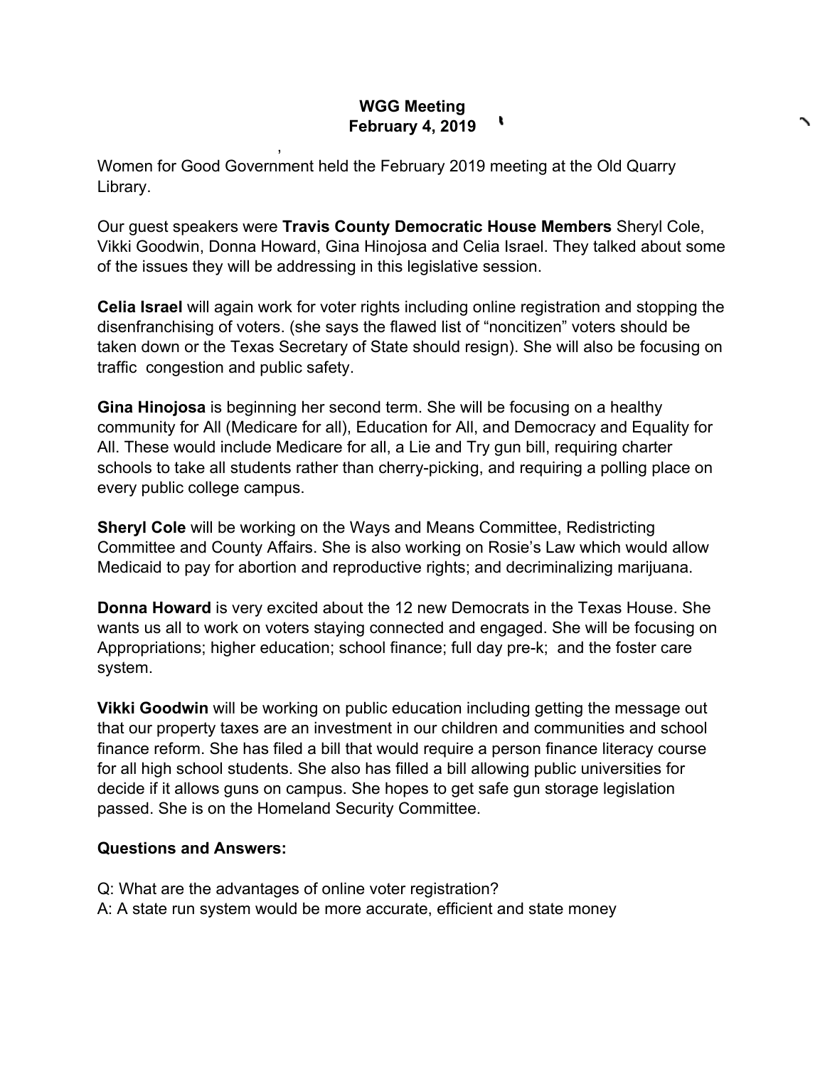**WGG Meeting**
**February 4, 2019**

Women for Good Government held the February 2019 meeting at the Old Quarry Library.

Our guest speakers were **Travis County Democratic House Members** Sheryl Cole, Vikki Goodwin, Donna Howard, Gina Hinojosa and Celia Israel. They talked about some of the issues they will be addressing in this legislative session.

**Celia Israel** will again work for voter rights including online registration and stopping the disenfranchising of voters. (she says the flawed list of "noncitizen" voters should be taken down or the Texas Secretary of State should resign). She will also be focusing on traffic congestion and public safety.

**Gina Hinojosa** is beginning her second term. She will be focusing on a healthy community for All (Medicare for all), Education for All, and Democracy and Equality for All. These would include Medicare for all, a Lie and Try gun bill, requiring charter schools to take all students rather than cherry-picking, and requiring a polling place on every public college campus.

**Sheryl Cole** will be working on the Ways and Means Committee, Redistricting Committee and County Affairs. She is also working on Rosie's Law which would allow Medicaid to pay for abortion and reproductive rights; and decriminalizing marijuana.

**Donna Howard** is very excited about the 12 new Democrats in the Texas House. She wants us all to work on voters staying connected and engaged. She will be focusing on Appropriations; higher education; school finance; full day pre-k; and the foster care system.

**Vikki Goodwin** will be working on public education including getting the message out that our property taxes are an investment in our children and communities and school finance reform. She has filed a bill that would require a person finance literacy course for all high school students. She also has filled a bill allowing public universities for decide if it allows guns on campus. She hopes to get safe gun storage legislation passed. She is on the Homeland Security Committee.

**Questions and Answers:**

Q: What are the advantages of online voter registration?
A: A state run system would be more accurate, efficient and state money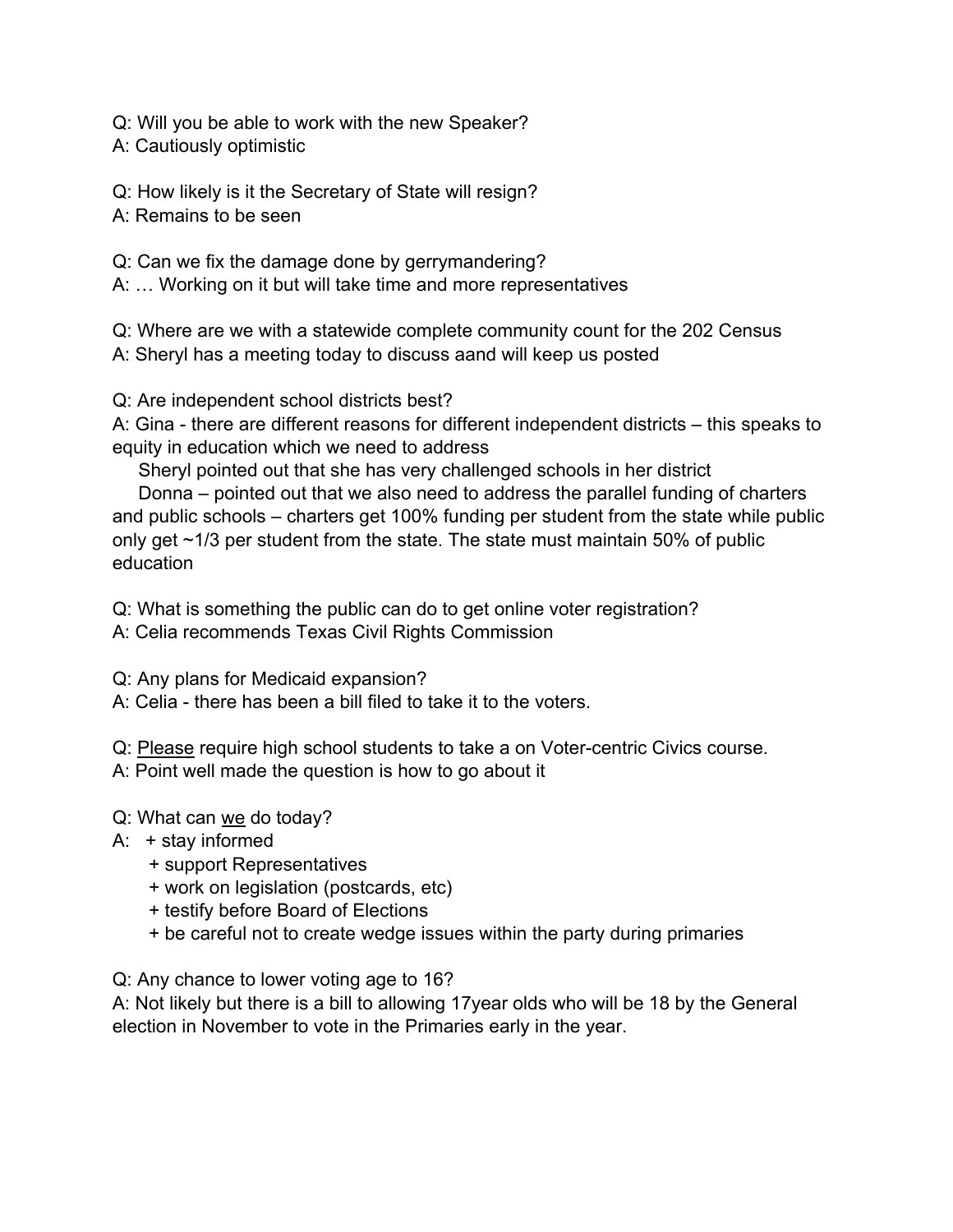Q: Will you be able to work with the new Speaker?
A: Cautiously optimistic

Q: How likely is it the Secretary of State will resign?
A: Remains to be seen

Q: Can we fix the damage done by gerrymandering?
A: … Working on it but will take time and more representatives

Q: Where are we with a statewide complete community count for the 202 Census
A: Sheryl has a meeting today to discuss aand will keep us posted

Q: Are independent school districts best?
A: Gina - there are different reasons for different independent districts – this speaks to equity in education which we need to address
Sheryl pointed out that she has very challenged schools in her district
Donna – pointed out that we also need to address the parallel funding of charters and public schools – charters get 100% funding per student from the state while public only get ~1/3 per student from the state. The state must maintain 50% of public education

Q: What is something the public can do to get online voter registration?
A: Celia recommends Texas Civil Rights Commission

Q: Any plans for Medicaid expansion?
A: Celia - there has been a bill filed to take it to the voters.

Q: <u>Please</u> require high school students to take a on Voter-centric Civics course.
A: Point well made the question is how to go about it

Q: What can <u>we</u> do today?
A:
+ stay informed
+ support Representatives
+ work on legislation (postcards, etc)
+ testify before Board of Elections
+ be careful not to create wedge issues within the party during primaries

Q: Any chance to lower voting age to 16?
A: Not likely but there is a bill to allowing 17year olds who will be 18 by the General election in November to vote in the Primaries early in the year.